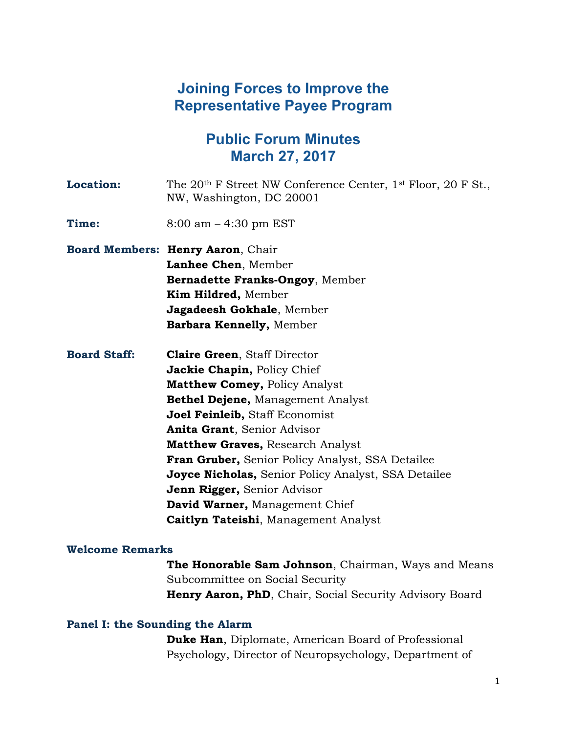# Joining Forces to Improve the Representative Payee Program

## Public Forum Minutes
## March 27, 2017

**Location:** The 20th F Street NW Conference Center, 1st Floor, 20 F St., NW, Washington, DC 20001

**Time:** 8:00 am – 4:30 pm EST

**Board Members:**
**Henry Aaron**, Chair
**Lanhee Chen**, Member
**Bernadette Franks-Ongoy**, Member
**Kim Hildred,** Member
**Jagadeesh Gokhale**, Member
**Barbara Kennelly,** Member

**Board Staff:**
**Claire Green**, Staff Director
**Jackie Chapin,** Policy Chief
**Matthew Comey,** Policy Analyst
**Bethel Dejene,** Management Analyst
**Joel Feinleib,** Staff Economist
**Anita Grant**, Senior Advisor
**Matthew Graves,** Research Analyst
**Fran Gruber,** Senior Policy Analyst, SSA Detailee
**Joyce Nicholas,** Senior Policy Analyst, SSA Detailee
**Jenn Rigger,** Senior Advisor
**David Warner,** Management Chief
**Caitlyn Tateishi**, Management Analyst

### Welcome Remarks

**The Honorable Sam Johnson**, Chairman, Ways and Means Subcommittee on Social Security
**Henry Aaron, PhD**, Chair, Social Security Advisory Board

### Panel I: the Sounding the Alarm

**Duke Han**, Diplomate, American Board of Professional Psychology, Director of Neuropsychology, Department of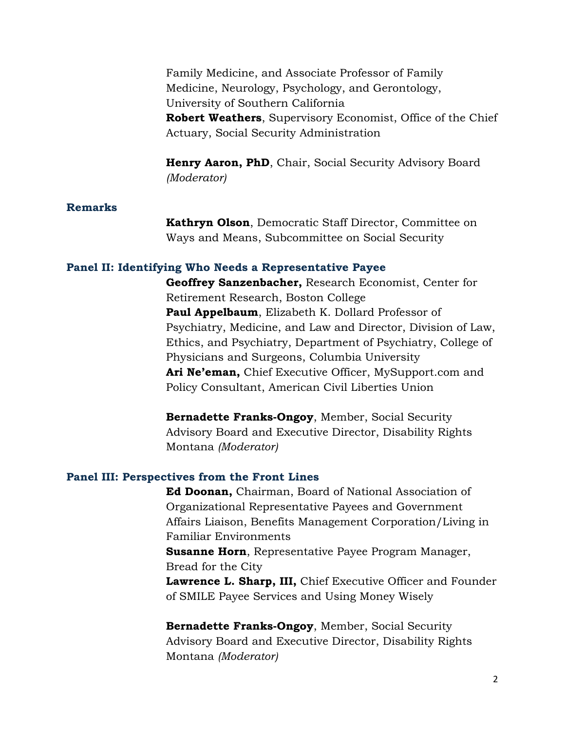Family Medicine, and Associate Professor of Family Medicine, Neurology, Psychology, and Gerontology, University of Southern California

**Robert Weathers**, Supervisory Economist, Office of the Chief Actuary, Social Security Administration

**Henry Aaron, PhD**, Chair, Social Security Advisory Board *(Moderator)*

### Remarks

**Kathryn Olson**, Democratic Staff Director, Committee on Ways and Means, Subcommittee on Social Security

### Panel II: Identifying Who Needs a Representative Payee

**Geoffrey Sanzenbacher,** Research Economist, Center for Retirement Research, Boston College

**Paul Appelbaum**, Elizabeth K. Dollard Professor of Psychiatry, Medicine, and Law and Director, Division of Law, Ethics, and Psychiatry, Department of Psychiatry, College of Physicians and Surgeons, Columbia University

**Ari Ne'eman,** Chief Executive Officer, MySupport.com and Policy Consultant, American Civil Liberties Union

**Bernadette Franks-Ongoy**, Member, Social Security Advisory Board and Executive Director, Disability Rights Montana *(Moderator)*

### Panel III: Perspectives from the Front Lines

**Ed Doonan,** Chairman, Board of National Association of Organizational Representative Payees and Government Affairs Liaison, Benefits Management Corporation/Living in Familiar Environments

**Susanne Horn**, Representative Payee Program Manager, Bread for the City

**Lawrence L. Sharp, III,** Chief Executive Officer and Founder of SMILE Payee Services and Using Money Wisely

**Bernadette Franks-Ongoy**, Member, Social Security Advisory Board and Executive Director, Disability Rights Montana *(Moderator)*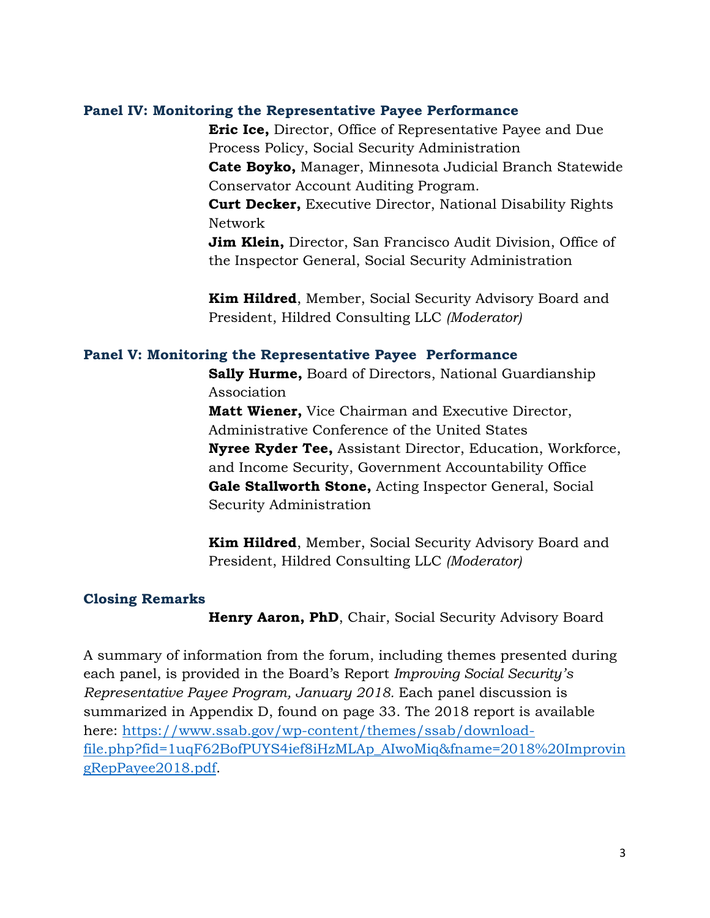### Panel IV: Monitoring the Representative Payee Performance

**Eric Ice,** Director, Office of Representative Payee and Due Process Policy, Social Security Administration
**Cate Boyko,** Manager, Minnesota Judicial Branch Statewide Conservator Account Auditing Program.
**Curt Decker,** Executive Director, National Disability Rights Network
**Jim Klein,** Director, San Francisco Audit Division, Office of the Inspector General, Social Security Administration

**Kim Hildred**, Member, Social Security Advisory Board and President, Hildred Consulting LLC *(Moderator)*

### Panel V: Monitoring the Representative Payee Performance

**Sally Hurme,** Board of Directors, National Guardianship Association
**Matt Wiener,** Vice Chairman and Executive Director, Administrative Conference of the United States
**Nyree Ryder Tee,** Assistant Director, Education, Workforce, and Income Security, Government Accountability Office
**Gale Stallworth Stone,** Acting Inspector General, Social Security Administration

**Kim Hildred**, Member, Social Security Advisory Board and President, Hildred Consulting LLC *(Moderator)*

### Closing Remarks

**Henry Aaron, PhD**, Chair, Social Security Advisory Board

A summary of information from the forum, including themes presented during each panel, is provided in the Board's Report *Improving Social Security's Representative Payee Program, January 2018.* Each panel discussion is summarized in Appendix D, found on page 33. The 2018 report is available here: [https://www.ssab.gov/wp-content/themes/ssab/download-file.php?fid=1uqF62BofPUYS4ief8iHzMLAp_AIwoMiq&fname=2018%20ImprovingRepPayee2018.pdf](https://www.ssab.gov/wp-content/themes/ssab/download-file.php?fid=1uqF62BofPUYS4ief8iHzMLAp_AIwoMiq&fname=2018%20ImprovingRepPayee2018.pdf).